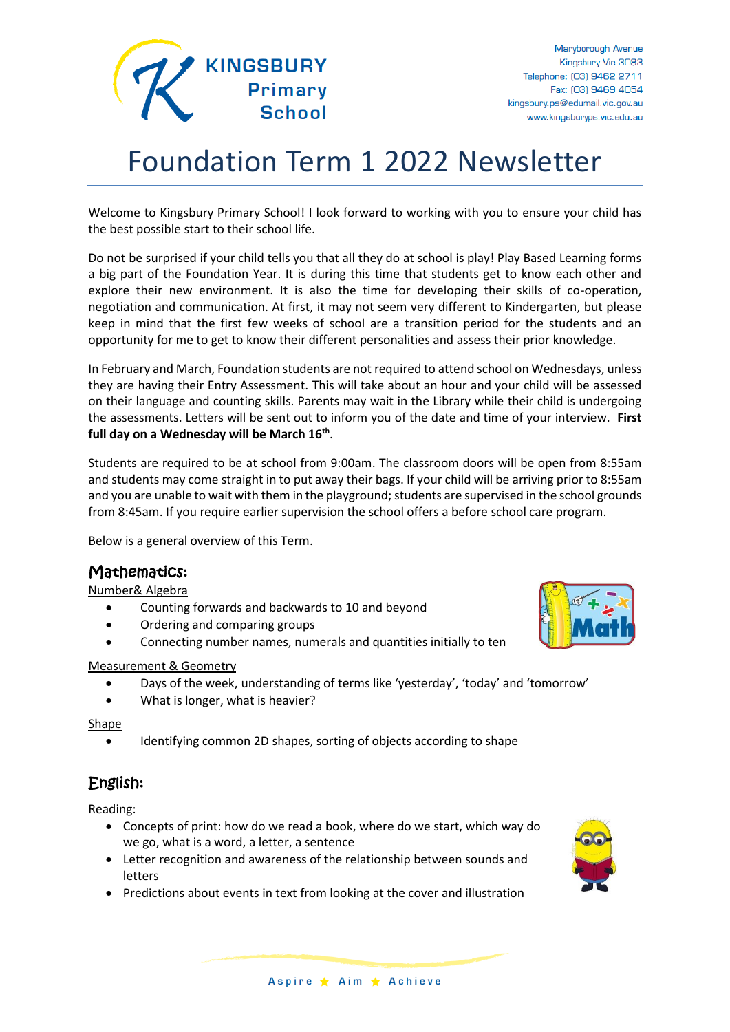KINGSBURY Primary School

Maryborough Avenue
Kingsbury Vic 3083
Telephone: (03) 9462 2711
Fax: (03) 9469 4054
kingsbury.ps@edumail.vic.gov.au
www.kingsburyps.vic.edu.au

# Foundation Term 1 2022 Newsletter

Welcome to Kingsbury Primary School! I look forward to working with you to ensure your child has the best possible start to their school life.

Do not be surprised if your child tells you that all they do at school is play! Play Based Learning forms a big part of the Foundation Year. It is during this time that students get to know each other and explore their new environment. It is also the time for developing their skills of co-operation, negotiation and communication. At first, it may not seem very different to Kindergarten, but please keep in mind that the first few weeks of school are a transition period for the students and an opportunity for me to get to know their different personalities and assess their prior knowledge.

In February and March, Foundation students are not required to attend school on Wednesdays, unless they are having their Entry Assessment. This will take about an hour and your child will be assessed on their language and counting skills. Parents may wait in the Library while their child is undergoing the assessments. Letters will be sent out to inform you of the date and time of your interview. **First full day on a Wednesday will be March 16th**.

Students are required to be at school from 9:00am. The classroom doors will be open from 8:55am and students may come straight in to put away their bags. If your child will be arriving prior to 8:55am and you are unable to wait with them in the playground; students are supervised in the school grounds from 8:45am. If you require earlier supervision the school offers a before school care program.

Below is a general overview of this Term.

## Mathematics:

Number& Algebra

- Counting forwards and backwards to 10 and beyond
- Ordering and comparing groups
- Connecting number names, numerals and quantities initially to ten

Measurement & Geometry

- Days of the week, understanding of terms like 'yesterday', 'today' and 'tomorrow'
- What is longer, what is heavier?

Shape

- Identifying common 2D shapes, sorting of objects according to shape

## English:

Reading:

- Concepts of print: how do we read a book, where do we start, which way do we go, what is a word, a letter, a sentence
- Letter recognition and awareness of the relationship between sounds and letters
- Predictions about events in text from looking at the cover and illustration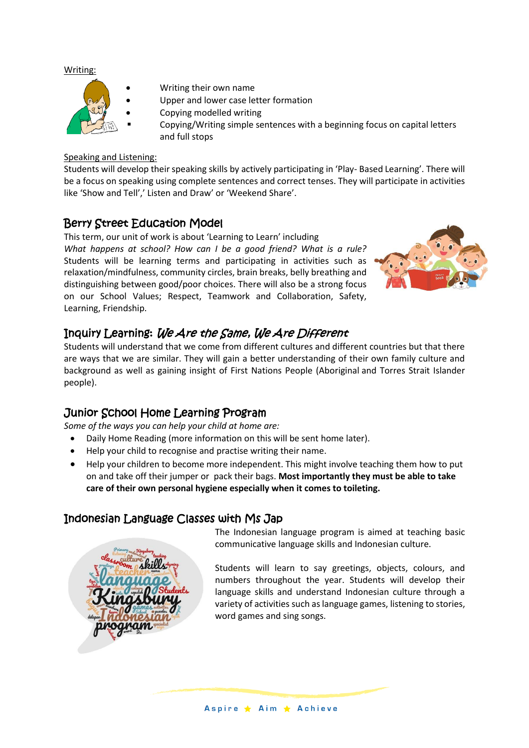Writing:

- Writing their own name
- Upper and lower case letter formation
- Copying modelled writing
- Copying/Writing simple sentences with a beginning focus on capital letters and full stops

Speaking and Listening:

Students will develop their speaking skills by actively participating in 'Play- Based Learning'. There will be a focus on speaking using complete sentences and correct tenses. They will participate in activities like 'Show and Tell',' Listen and Draw' or 'Weekend Share'.

## Berry Street Education Model

This term, our unit of work is about 'Learning to Learn' including
*What happens at school? How can I be a good friend? What is a rule?*
Students will be learning terms and participating in activities such as relaxation/mindfulness, community circles, brain breaks, belly breathing and distinguishing between good/poor choices. There will also be a strong focus on our School Values; Respect, Teamwork and Collaboration, Safety, Learning, Friendship.

## Inquiry Learning: *We Are the Same, We Are Different*

Students will understand that we come from different cultures and different countries but that there are ways that we are similar. They will gain a better understanding of their own family culture and background as well as gaining insight of First Nations People (Aboriginal and Torres Strait Islander people).

## Junior School Home Learning Program

*Some of the ways you can help your child at home are:*

- Daily Home Reading (more information on this will be sent home later).
- Help your child to recognise and practise writing their name.
- Help your children to become more independent. This might involve teaching them how to put on and take off their jumper or pack their bags. **Most importantly they must be able to take care of their own personal hygiene especially when it comes to toileting.**

## Indonesian Language Classes with Ms Jap

The Indonesian language program is aimed at teaching basic communicative language skills and Indonesian culture.

Students will learn to say greetings, objects, colours, and numbers throughout the year. Students will develop their language skills and understand Indonesian culture through a variety of activities such as language games, listening to stories, word games and sing songs.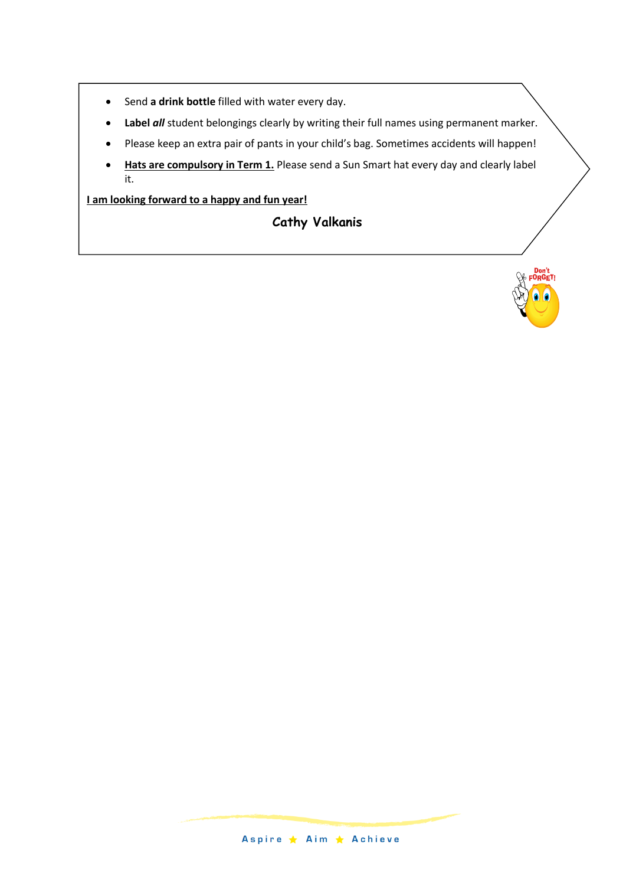- Send **a drink bottle** filled with water every day.
- **Label *all*** student belongings clearly by writing their full names using permanent marker.
- Please keep an extra pair of pants in your child's bag. Sometimes accidents will happen!
- <u>**Hats are compulsory in Term 1.**</u> Please send a Sun Smart hat every day and clearly label it.

<u>**I am looking forward to a happy and fun year!**</u>

**Cathy Valkanis**